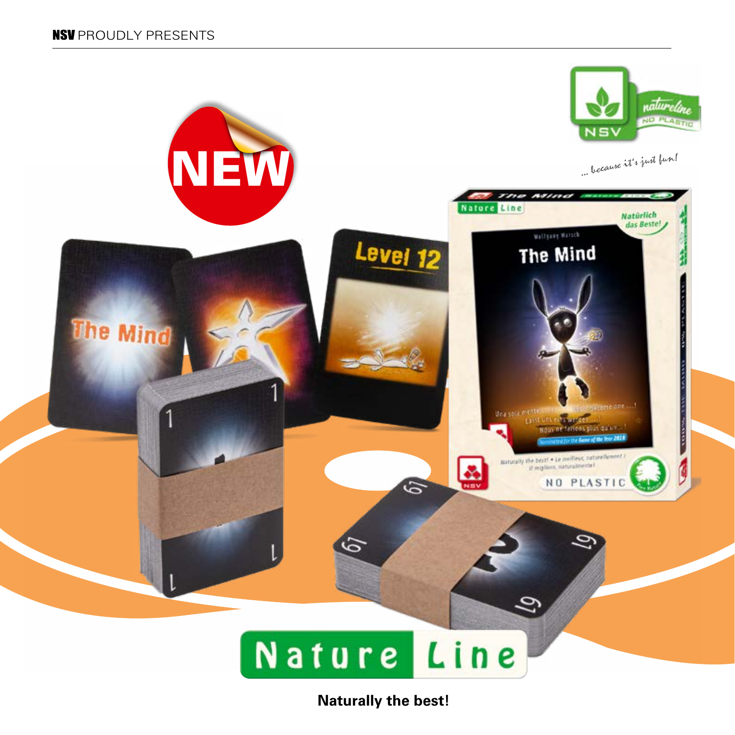**NSV** PROUDLY PRESENTS

NEW

... because it's just fun!

# Nature Line

**Naturally the best!**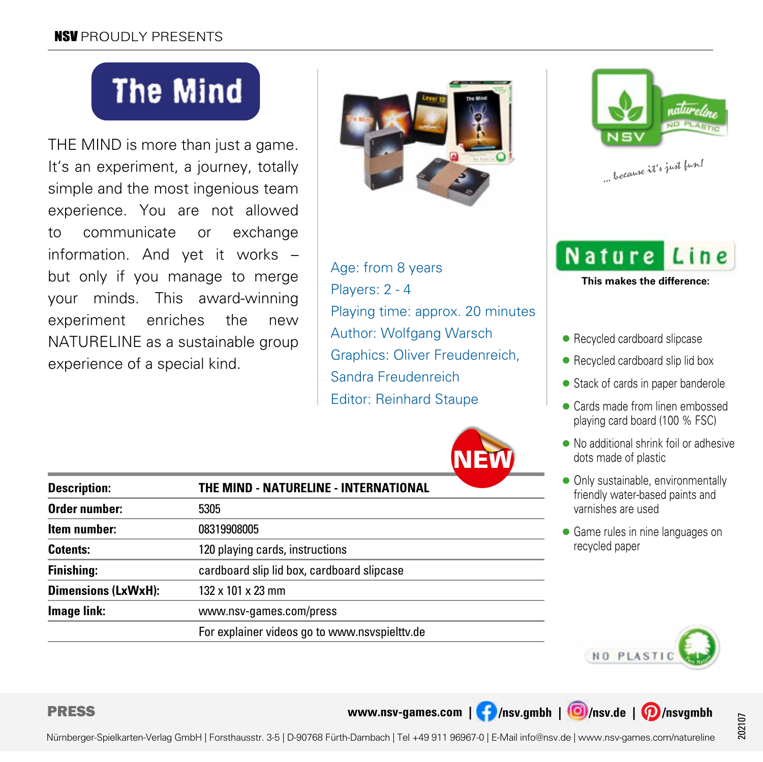**NSV** PROUDLY PRESENTS

# The Mind

THE MIND is more than just a game. It's an experiment, a journey, totally simple and the most ingenious team experience. You are not allowed to communicate or exchange information. And yet it works – but only if you manage to merge your minds. This award-winning experiment enriches the new NATURELINE as a sustainable group experience of a special kind.

Age: from 8 years
Players: 2 - 4
Playing time: approx. 20 minutes
Author: Wolfgang Warsch
Graphics: Oliver Freudenreich, Sandra Freudenreich
Editor: Reinhard Staupe

... because it's just fun!

## Nature Line

**This makes the difference:**

- Recycled cardboard slipcase
- Recycled cardboard slip lid box
- Stack of cards in paper banderole
- Cards made from linen embossed playing card board (100 % FSC)
- No additional shrink foil or adhesive dots made of plastic
- Only sustainable, environmentally friendly water-based paints and varnishes are used
- Game rules in nine languages on recycled paper

NEW

| | |
|---|---|
| **Description:** | **THE MIND - NATURELINE - INTERNATIONAL** |
| **Order number:** | 5305 |
| **Item number:** | 08319908005 |
| **Cotents:** | 120 playing cards, instructions |
| **Finishing:** | cardboard slip lid box, cardboard slipcase |
| **Dimensions (LxWxH):** | 132 x 101 x 23 mm |
| **Image link:** | www.nsv-games.com/press |
| | For explainer videos go to www.nsvspielttv.de |

NO PLASTIC

**PRESS**

**www.nsv-games.com | /nsv.gmbh | /nsv.de | /nsvgmbh**

Nürnberger-Spielkarten-Verlag GmbH | Forsthausstr. 3-5 | D-90768 Fürth-Dambach | Tel +49 911 96967-0 | E-Mail info@nsv.de | www.nsv-games.com/natureline

202107